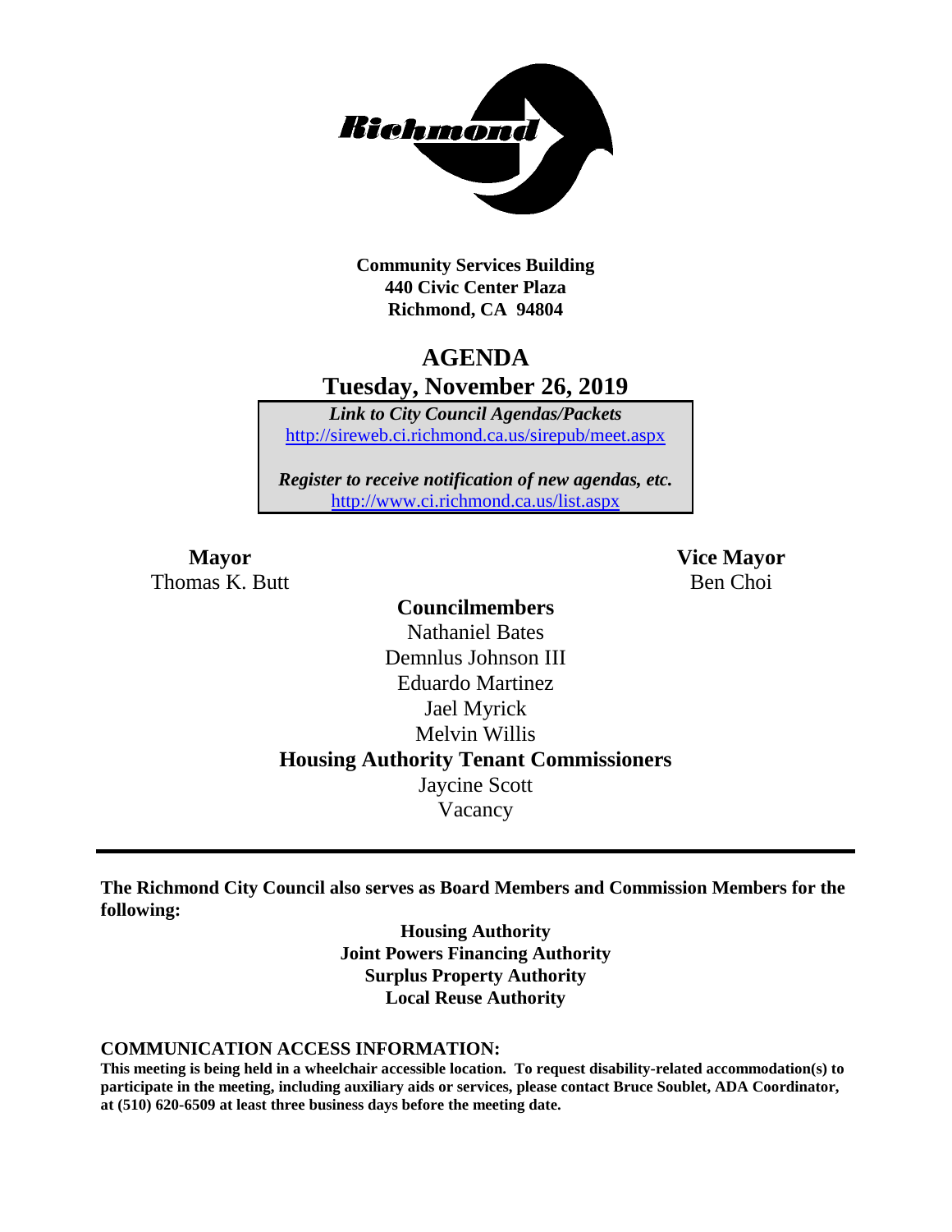Richmond

**Community Services Building**
**440 Civic Center Plaza**
**Richmond, CA 94804**

# AGENDA
## Tuesday, November 26, 2019

***Link to City Council Agendas/Packets***
http://sireweb.ci.richmond.ca.us/sirepub/meet.aspx

***Register to receive notification of new agendas, etc.***
http://www.ci.richmond.ca.us/list.aspx

**Mayor**
Thomas K. Butt

**Vice Mayor**
Ben Choi

**Councilmembers**
Nathaniel Bates
Demnlus Johnson III
Eduardo Martinez
Jael Myrick
Melvin Willis

**Housing Authority Tenant Commissioners**
Jaycine Scott
Vacancy

---

**The Richmond City Council also serves as Board Members and Commission Members for the following:**

**Housing Authority**
**Joint Powers Financing Authority**
**Surplus Property Authority**
**Local Reuse Authority**

**COMMUNICATION ACCESS INFORMATION:**
**This meeting is being held in a wheelchair accessible location. To request disability-related accommodation(s) to participate in the meeting, including auxiliary aids or services, please contact Bruce Soublet, ADA Coordinator, at (510) 620-6509 at least three business days before the meeting date.**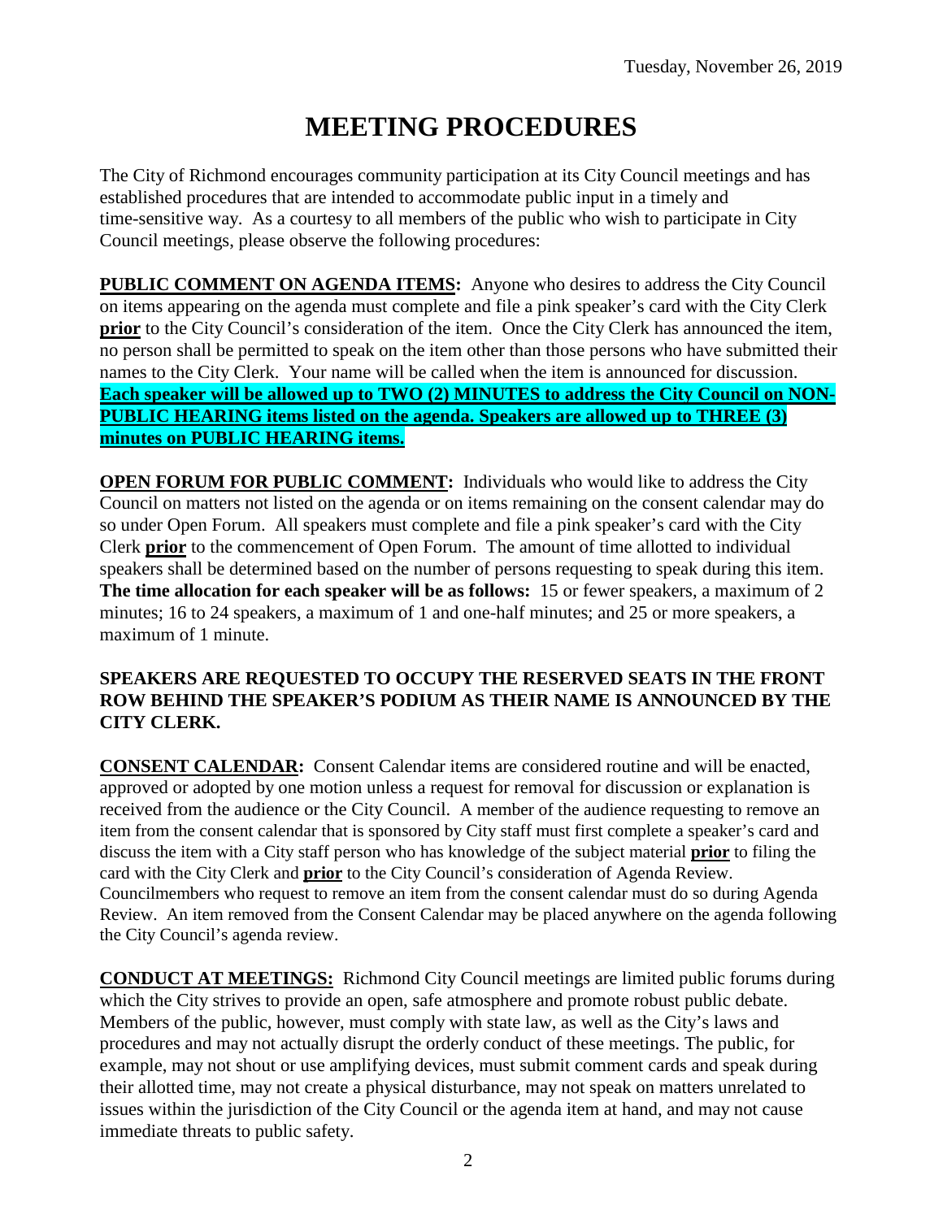Tuesday, November 26, 2019

# MEETING PROCEDURES

The City of Richmond encourages community participation at its City Council meetings and has established procedures that are intended to accommodate public input in a timely and time-sensitive way. As a courtesy to all members of the public who wish to participate in City Council meetings, please observe the following procedures:

**PUBLIC COMMENT ON AGENDA ITEMS:** Anyone who desires to address the City Council on items appearing on the agenda must complete and file a pink speaker's card with the City Clerk **prior** to the City Council's consideration of the item. Once the City Clerk has announced the item, no person shall be permitted to speak on the item other than those persons who have submitted their names to the City Clerk. Your name will be called when the item is announced for discussion. **Each speaker will be allowed up to TWO (2) MINUTES to address the City Council on NON-PUBLIC HEARING items listed on the agenda. Speakers are allowed up to THREE (3) minutes on PUBLIC HEARING items.**

**OPEN FORUM FOR PUBLIC COMMENT:** Individuals who would like to address the City Council on matters not listed on the agenda or on items remaining on the consent calendar may do so under Open Forum. All speakers must complete and file a pink speaker's card with the City Clerk **prior** to the commencement of Open Forum. The amount of time allotted to individual speakers shall be determined based on the number of persons requesting to speak during this item. **The time allocation for each speaker will be as follows:** 15 or fewer speakers, a maximum of 2 minutes; 16 to 24 speakers, a maximum of 1 and one-half minutes; and 25 or more speakers, a maximum of 1 minute.

**SPEAKERS ARE REQUESTED TO OCCUPY THE RESERVED SEATS IN THE FRONT ROW BEHIND THE SPEAKER'S PODIUM AS THEIR NAME IS ANNOUNCED BY THE CITY CLERK.**

**CONSENT CALENDAR:** Consent Calendar items are considered routine and will be enacted, approved or adopted by one motion unless a request for removal for discussion or explanation is received from the audience or the City Council. A member of the audience requesting to remove an item from the consent calendar that is sponsored by City staff must first complete a speaker's card and discuss the item with a City staff person who has knowledge of the subject material **prior** to filing the card with the City Clerk and **prior** to the City Council's consideration of Agenda Review. Councilmembers who request to remove an item from the consent calendar must do so during Agenda Review. An item removed from the Consent Calendar may be placed anywhere on the agenda following the City Council's agenda review.

**CONDUCT AT MEETINGS:** Richmond City Council meetings are limited public forums during which the City strives to provide an open, safe atmosphere and promote robust public debate. Members of the public, however, must comply with state law, as well as the City's laws and procedures and may not actually disrupt the orderly conduct of these meetings. The public, for example, may not shout or use amplifying devices, must submit comment cards and speak during their allotted time, may not create a physical disturbance, may not speak on matters unrelated to issues within the jurisdiction of the City Council or the agenda item at hand, and may not cause immediate threats to public safety.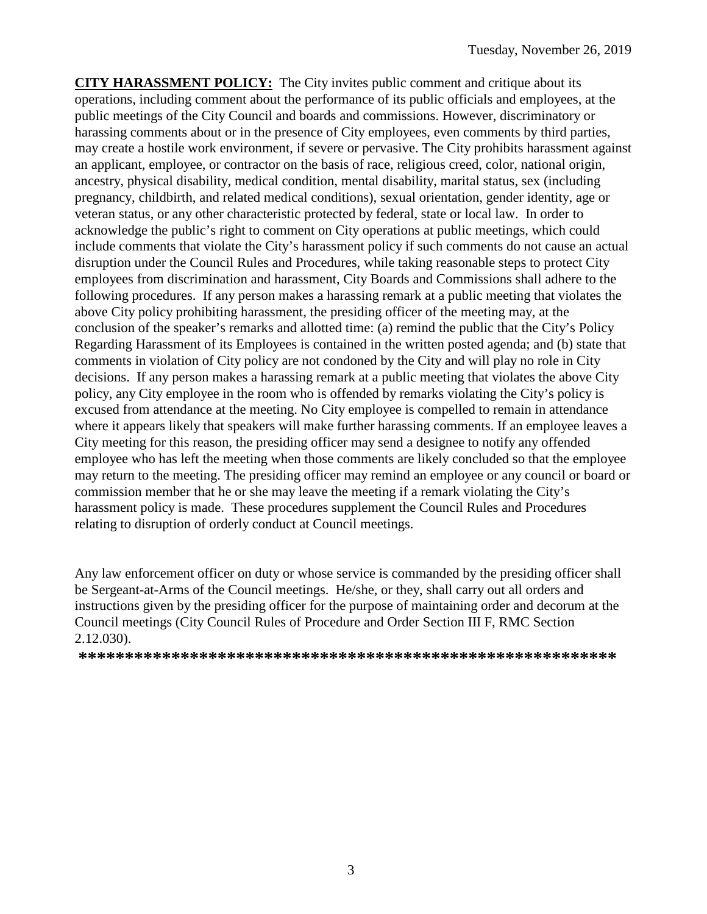**CITY HARASSMENT POLICY:** The City invites public comment and critique about its operations, including comment about the performance of its public officials and employees, at the public meetings of the City Council and boards and commissions. However, discriminatory or harassing comments about or in the presence of City employees, even comments by third parties, may create a hostile work environment, if severe or pervasive. The City prohibits harassment against an applicant, employee, or contractor on the basis of race, religious creed, color, national origin, ancestry, physical disability, medical condition, mental disability, marital status, sex (including pregnancy, childbirth, and related medical conditions), sexual orientation, gender identity, age or veteran status, or any other characteristic protected by federal, state or local law. In order to acknowledge the public's right to comment on City operations at public meetings, which could include comments that violate the City's harassment policy if such comments do not cause an actual disruption under the Council Rules and Procedures, while taking reasonable steps to protect City employees from discrimination and harassment, City Boards and Commissions shall adhere to the following procedures. If any person makes a harassing remark at a public meeting that violates the above City policy prohibiting harassment, the presiding officer of the meeting may, at the conclusion of the speaker's remarks and allotted time: (a) remind the public that the City's Policy Regarding Harassment of its Employees is contained in the written posted agenda; and (b) state that comments in violation of City policy are not condoned by the City and will play no role in City decisions. If any person makes a harassing remark at a public meeting that violates the above City policy, any City employee in the room who is offended by remarks violating the City's policy is excused from attendance at the meeting. No City employee is compelled to remain in attendance where it appears likely that speakers will make further harassing comments. If an employee leaves a City meeting for this reason, the presiding officer may send a designee to notify any offended employee who has left the meeting when those comments are likely concluded so that the employee may return to the meeting. The presiding officer may remind an employee or any council or board or commission member that he or she may leave the meeting if a remark violating the City's harassment policy is made. These procedures supplement the Council Rules and Procedures relating to disruption of orderly conduct at Council meetings.

Any law enforcement officer on duty or whose service is commanded by the presiding officer shall be Sergeant-at-Arms of the Council meetings. He/she, or they, shall carry out all orders and instructions given by the presiding officer for the purpose of maintaining order and decorum at the Council meetings (City Council Rules of Procedure and Order Section III F, RMC Section 2.12.030).

**\*\*\*\*\*\*\*\*\*\*\*\*\*\*\*\*\*\*\*\*\*\*\*\*\*\*\*\*\*\*\*\*\*\*\*\*\*\*\*\*\*\*\*\*\*\*\*\*\*\*\*\*\*\*\*\*\*\***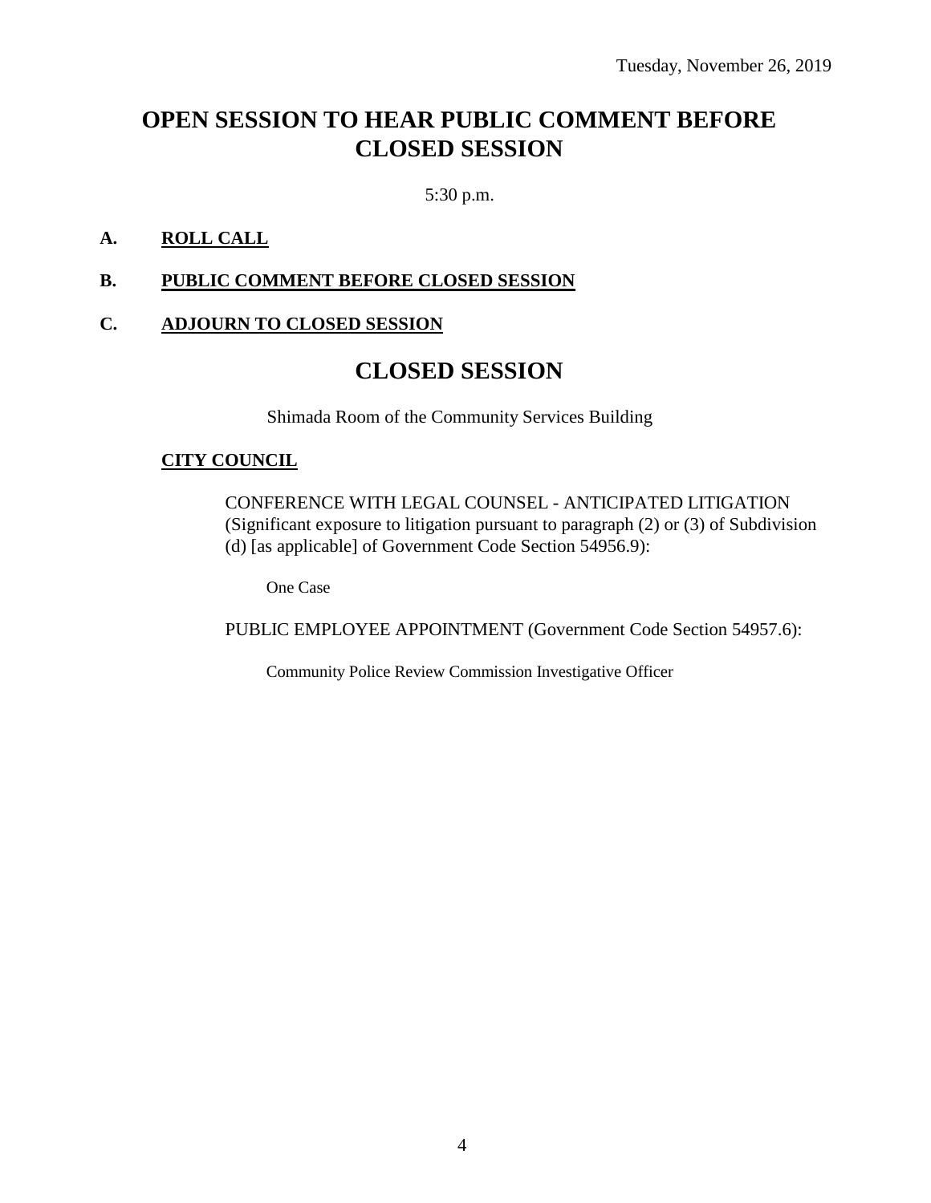Tuesday, November 26, 2019

# OPEN SESSION TO HEAR PUBLIC COMMENT BEFORE CLOSED SESSION

5:30 p.m.

**A. ROLL CALL**

**B. PUBLIC COMMENT BEFORE CLOSED SESSION**

**C. ADJOURN TO CLOSED SESSION**

# CLOSED SESSION

Shimada Room of the Community Services Building

**CITY COUNCIL**

CONFERENCE WITH LEGAL COUNSEL - ANTICIPATED LITIGATION (Significant exposure to litigation pursuant to paragraph (2) or (3) of Subdivision (d) [as applicable] of Government Code Section 54956.9):

One Case

PUBLIC EMPLOYEE APPOINTMENT (Government Code Section 54957.6):

Community Police Review Commission Investigative Officer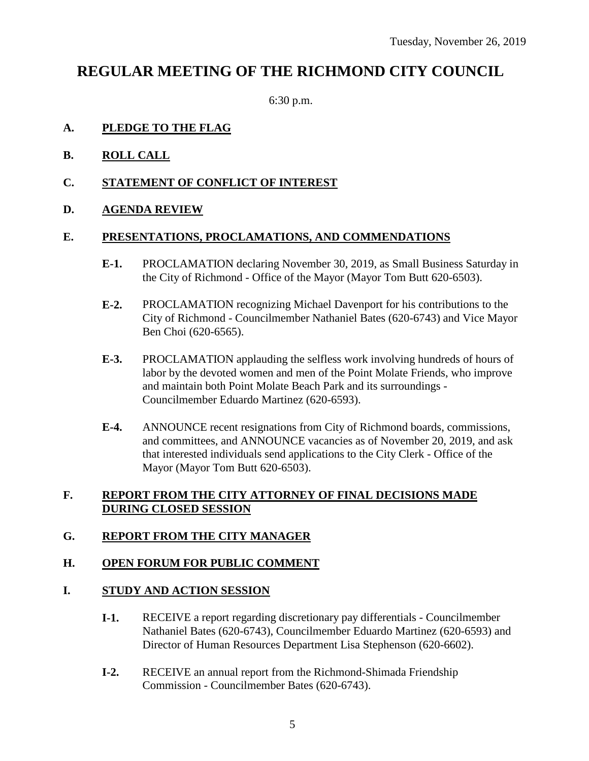Tuesday, November 26, 2019

# REGULAR MEETING OF THE RICHMOND CITY COUNCIL

6:30 p.m.

**A. PLEDGE TO THE FLAG**

**B. ROLL CALL**

**C. STATEMENT OF CONFLICT OF INTEREST**

**D. AGENDA REVIEW**

**E. PRESENTATIONS, PROCLAMATIONS, AND COMMENDATIONS**

**E-1.** PROCLAMATION declaring November 30, 2019, as Small Business Saturday in the City of Richmond - Office of the Mayor (Mayor Tom Butt 620-6503).

**E-2.** PROCLAMATION recognizing Michael Davenport for his contributions to the City of Richmond - Councilmember Nathaniel Bates (620-6743) and Vice Mayor Ben Choi (620-6565).

**E-3.** PROCLAMATION applauding the selfless work involving hundreds of hours of labor by the devoted women and men of the Point Molate Friends, who improve and maintain both Point Molate Beach Park and its surroundings - Councilmember Eduardo Martinez (620-6593).

**E-4.** ANNOUNCE recent resignations from City of Richmond boards, commissions, and committees, and ANNOUNCE vacancies as of November 20, 2019, and ask that interested individuals send applications to the City Clerk - Office of the Mayor (Mayor Tom Butt 620-6503).

**F. REPORT FROM THE CITY ATTORNEY OF FINAL DECISIONS MADE DURING CLOSED SESSION**

**G. REPORT FROM THE CITY MANAGER**

**H. OPEN FORUM FOR PUBLIC COMMENT**

**I. STUDY AND ACTION SESSION**

**I-1.** RECEIVE a report regarding discretionary pay differentials - Councilmember Nathaniel Bates (620-6743), Councilmember Eduardo Martinez (620-6593) and Director of Human Resources Department Lisa Stephenson (620-6602).

**I-2.** RECEIVE an annual report from the Richmond-Shimada Friendship Commission - Councilmember Bates (620-6743).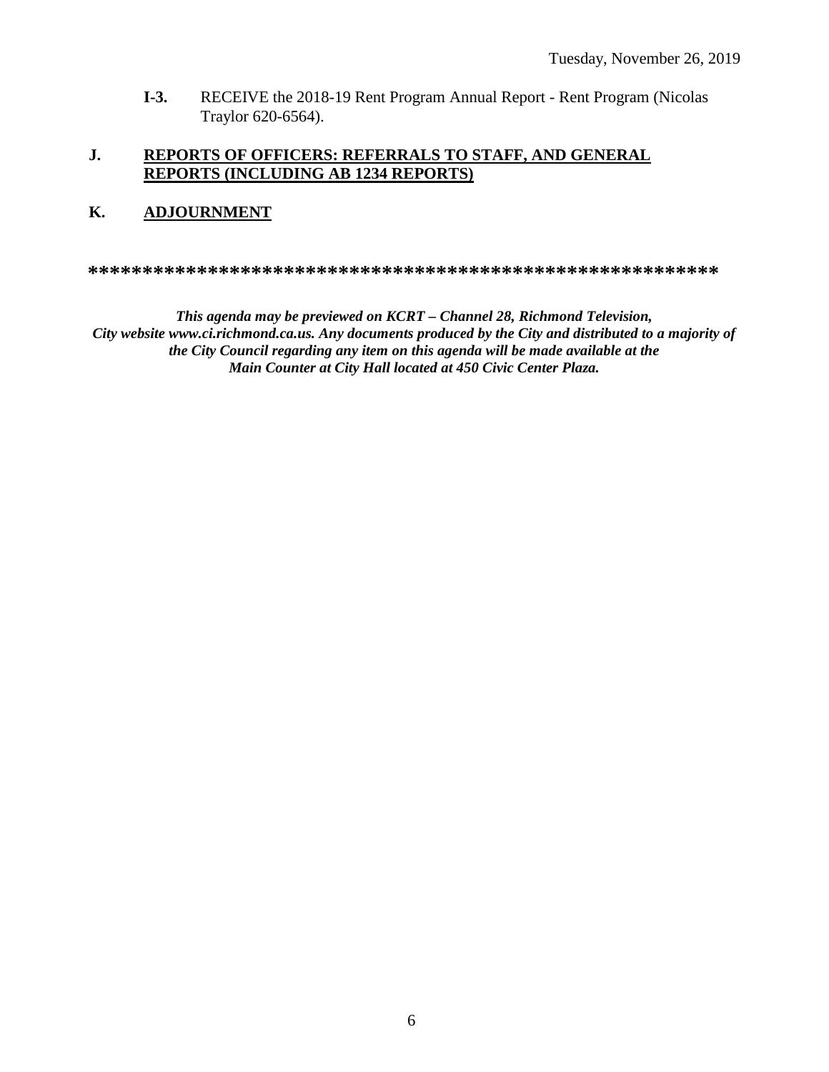**I-3.** RECEIVE the 2018-19 Rent Program Annual Report - Rent Program (Nicolas Traylor 620-6564).

## J. REPORTS OF OFFICERS: REFERRALS TO STAFF, AND GENERAL REPORTS (INCLUDING AB 1234 REPORTS)

## K. ADJOURNMENT

**\*\*\*\*\*\*\*\*\*\*\*\*\*\*\*\*\*\*\*\*\*\*\*\*\*\*\*\*\*\*\*\*\*\*\*\*\*\*\*\*\*\*\*\*\*\*\*\*\*\*\*\*\*\*\*\*\*\***

***This agenda may be previewed on KCRT – Channel 28, Richmond Television, City website www.ci.richmond.ca.us. Any documents produced by the City and distributed to a majority of the City Council regarding any item on this agenda will be made available at the Main Counter at City Hall located at 450 Civic Center Plaza.***